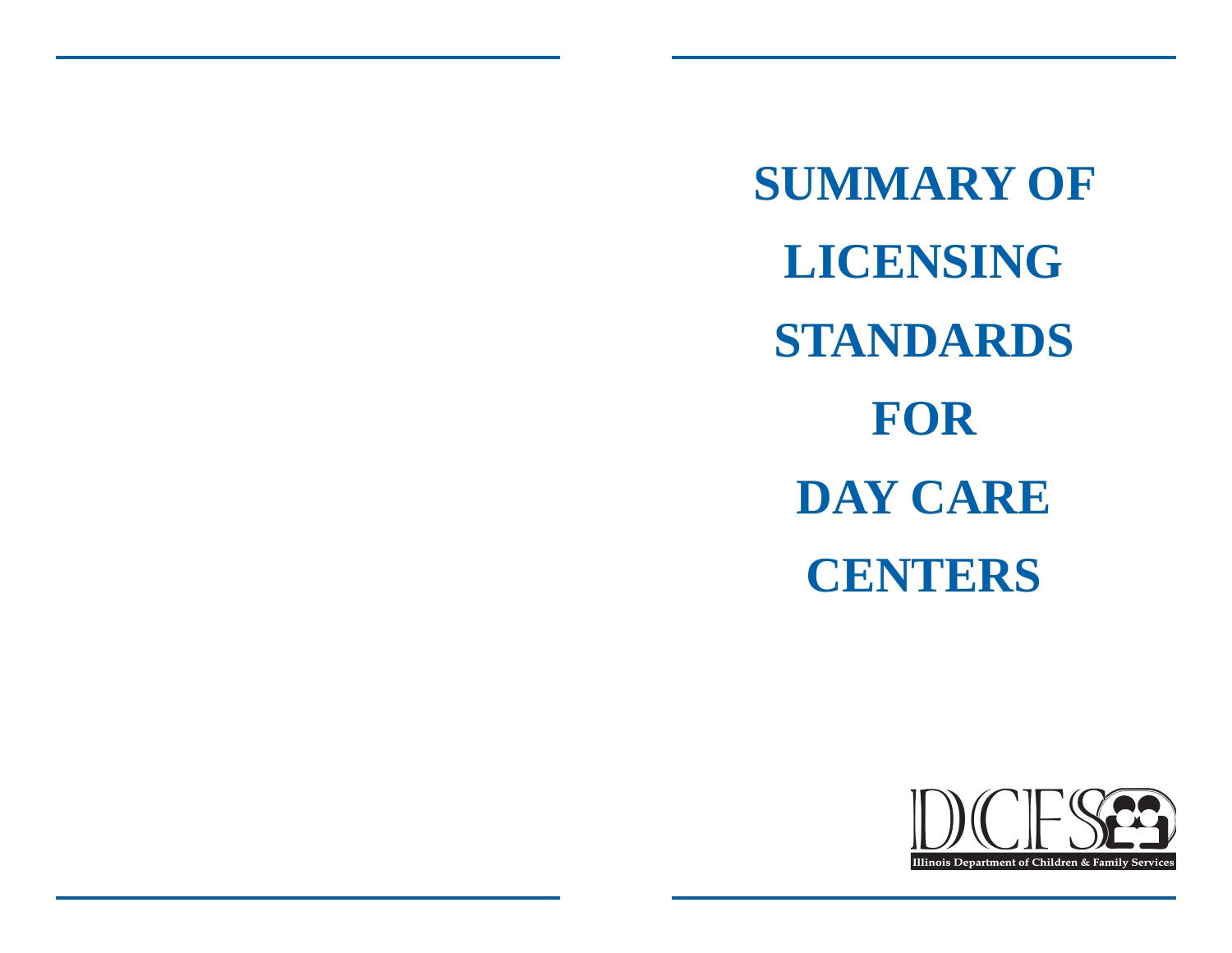# SUMMARY OF LICENSING STANDARDS FOR DAY CARE CENTERS

DCFS

Illinois Department of Children & Family Services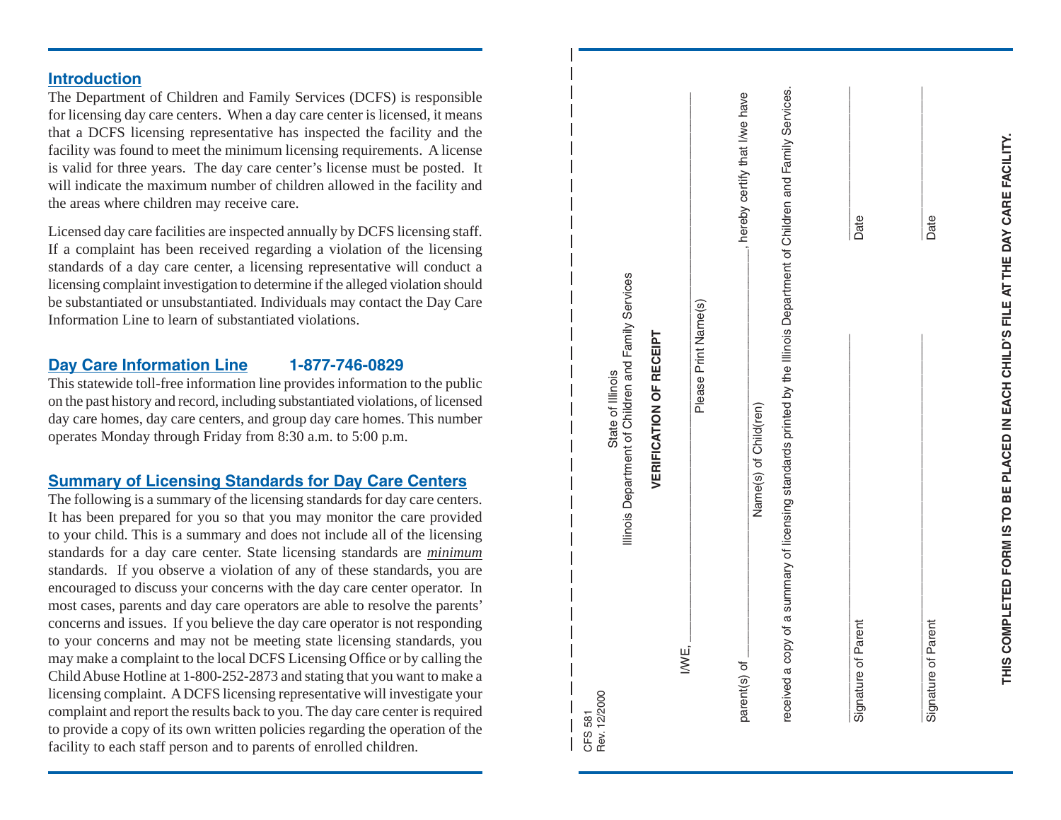## Introduction

The Department of Children and Family Services (DCFS) is responsible for licensing day care centers. When a day care center is licensed, it means that a DCFS licensing representative has inspected the facility and the facility was found to meet the minimum licensing requirements. A license is valid for three years. The day care center's license must be posted. It will indicate the maximum number of children allowed in the facility and the areas where children may receive care.

Licensed day care facilities are inspected annually by DCFS licensing staff. If a complaint has been received regarding a violation of the licensing standards of a day care center, a licensing representative will conduct a licensing complaint investigation to determine if the alleged violation should be substantiated or unsubstantiated. Individuals may contact the Day Care Information Line to learn of substantiated violations.

## Day Care Information Line 1-877-746-0829

This statewide toll-free information line provides information to the public on the past history and record, including substantiated violations, of licensed day care homes, day care centers, and group day care homes. This number operates Monday through Friday from 8:30 a.m. to 5:00 p.m.

## Summary of Licensing Standards for Day Care Centers

The following is a summary of the licensing standards for day care centers. It has been prepared for you so that you may monitor the care provided to your child. This is a summary and does not include all of the licensing standards for a day care center. State licensing standards are *minimum* standards. If you observe a violation of any of these standards, you are encouraged to discuss your concerns with the day care center operator. In most cases, parents and day care operators are able to resolve the parents' concerns and issues. If you believe the day care operator is not responding to your concerns and may not be meeting state licensing standards, you may make a complaint to the local DCFS Licensing Office or by calling the Child Abuse Hotline at 1-800-252-2873 and stating that you want to make a licensing complaint. A DCFS licensing representative will investigate your complaint and report the results back to you. The day care center is required to provide a copy of its own written policies regarding the operation of the facility to each staff person and to parents of enrolled children.

---

CFS 581
Rev. 12/2000

State of Illinois
Illinois Department of Children and Family Services

**VERIFICATION OF RECEIPT**

I/WE, ______________________________________________
Please Print Name(s)

parent(s) of ______________________________________________, hereby certify that I/we have
Name(s) of Child(ren)

received a copy of a summary of licensing standards printed by the Illinois Department of Children and Family Services.

______________________________ ______________
Signature of Parent Date

______________________________ ______________
Signature of Parent Date

**THIS COMPLETED FORM IS TO BE PLACED IN EACH CHILD'S FILE AT THE DAY CARE FACILITY.**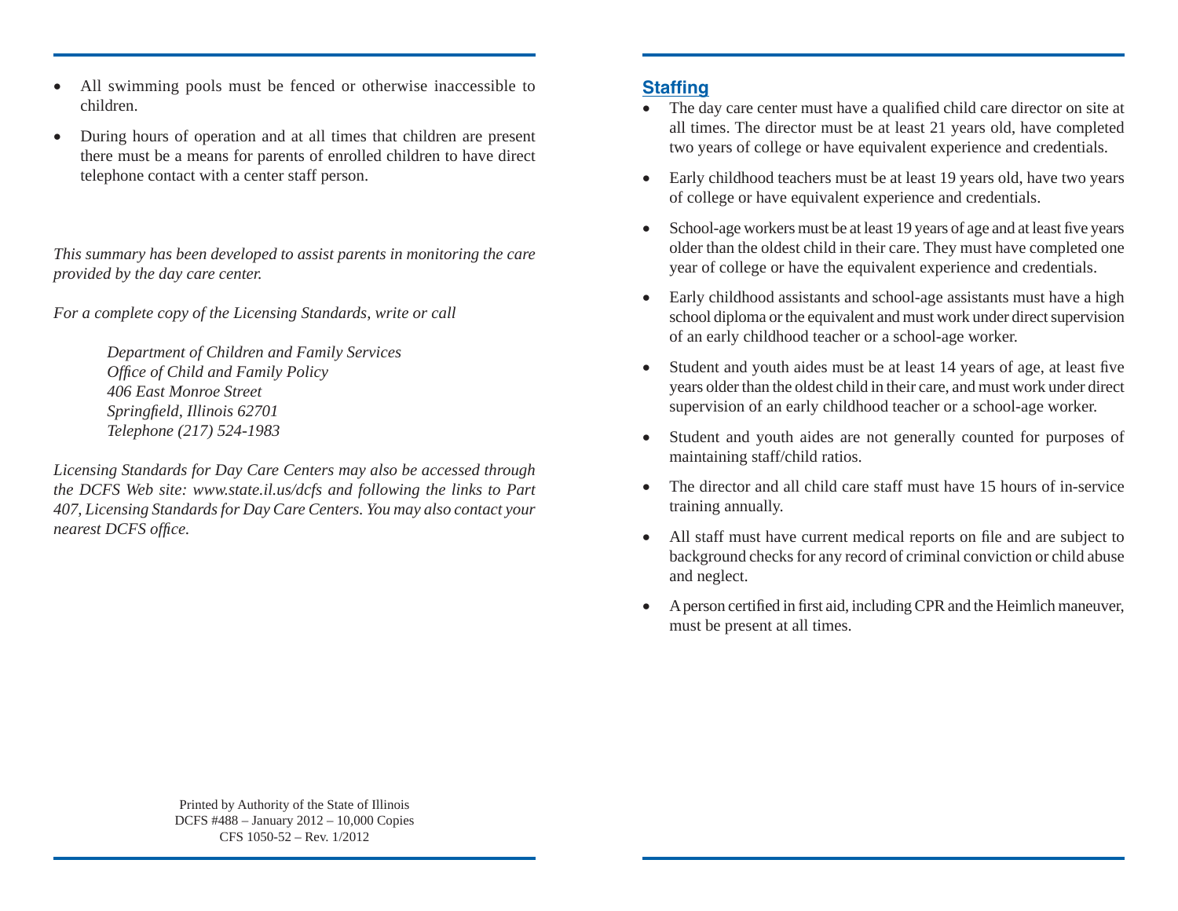- All swimming pools must be fenced or otherwise inaccessible to children.
- During hours of operation and at all times that children are present there must be a means for parents of enrolled children to have direct telephone contact with a center staff person.

*This summary has been developed to assist parents in monitoring the care provided by the day care center.*

*For a complete copy of the Licensing Standards, write or call*

> *Department of Children and Family Services*
> *Office of Child and Family Policy*
> *406 East Monroe Street*
> *Springfield, Illinois 62701*
> *Telephone (217) 524-1983*

*Licensing Standards for Day Care Centers may also be accessed through the DCFS Web site: www.state.il.us/dcfs and following the links to Part 407, Licensing Standards for Day Care Centers. You may also contact your nearest DCFS office.*

Printed by Authority of the State of Illinois
DCFS #488 – January 2012 – 10,000 Copies
CFS 1050-52 – Rev. 1/2012

## Staffing

- The day care center must have a qualified child care director on site at all times. The director must be at least 21 years old, have completed two years of college or have equivalent experience and credentials.
- Early childhood teachers must be at least 19 years old, have two years of college or have equivalent experience and credentials.
- School-age workers must be at least 19 years of age and at least five years older than the oldest child in their care. They must have completed one year of college or have the equivalent experience and credentials.
- Early childhood assistants and school-age assistants must have a high school diploma or the equivalent and must work under direct supervision of an early childhood teacher or a school-age worker.
- Student and youth aides must be at least 14 years of age, at least five years older than the oldest child in their care, and must work under direct supervision of an early childhood teacher or a school-age worker.
- Student and youth aides are not generally counted for purposes of maintaining staff/child ratios.
- The director and all child care staff must have 15 hours of in-service training annually.
- All staff must have current medical reports on file and are subject to background checks for any record of criminal conviction or child abuse and neglect.
- A person certified in first aid, including CPR and the Heimlich maneuver, must be present at all times.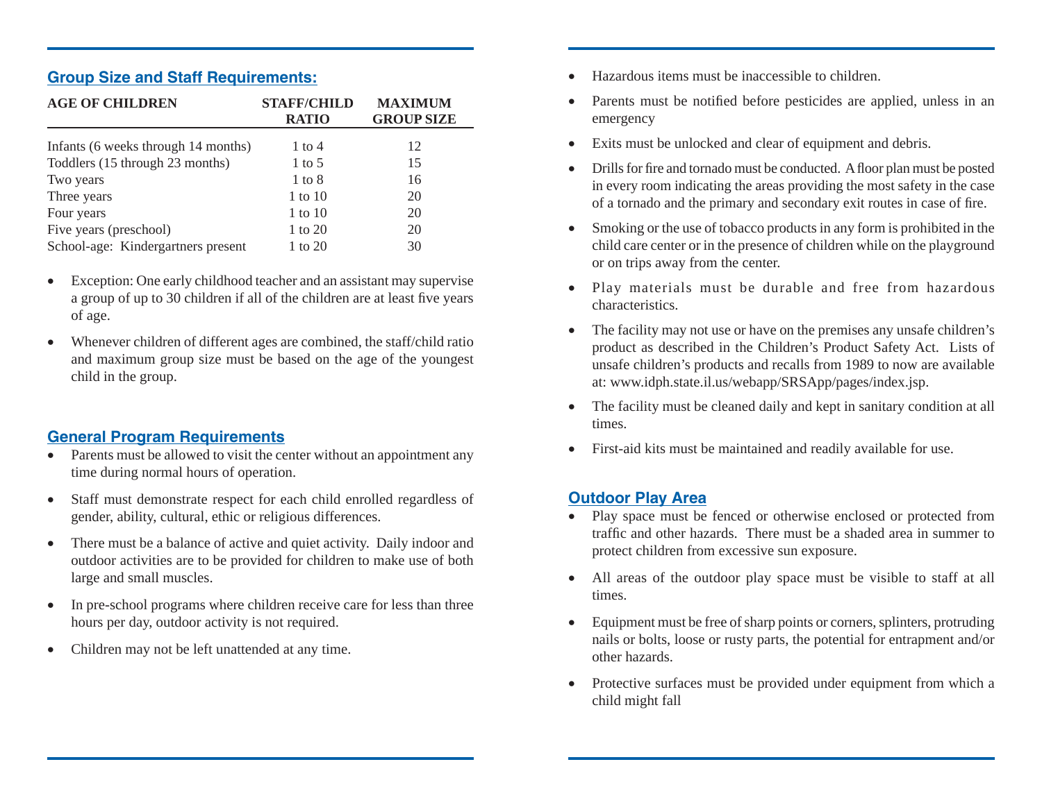## Group Size and Staff Requirements:

| AGE OF CHILDREN | STAFF/CHILD RATIO | MAXIMUM GROUP SIZE |
|---|---|---|
| Infants (6 weeks through 14 months) | 1 to 4 | 12 |
| Toddlers (15 through 23 months) | 1 to 5 | 15 |
| Two years | 1 to 8 | 16 |
| Three years | 1 to 10 | 20 |
| Four years | 1 to 10 | 20 |
| Five years (preschool) | 1 to 20 | 20 |
| School-age: Kindergartners present | 1 to 20 | 30 |

- Exception: One early childhood teacher and an assistant may supervise a group of up to 30 children if all of the children are at least five years of age.
- Whenever children of different ages are combined, the staff/child ratio and maximum group size must be based on the age of the youngest child in the group.

## General Program Requirements

- Parents must be allowed to visit the center without an appointment any time during normal hours of operation.
- Staff must demonstrate respect for each child enrolled regardless of gender, ability, cultural, ethic or religious differences.
- There must be a balance of active and quiet activity. Daily indoor and outdoor activities are to be provided for children to make use of both large and small muscles.
- In pre-school programs where children receive care for less than three hours per day, outdoor activity is not required.
- Children may not be left unattended at any time.
- Hazardous items must be inaccessible to children.
- Parents must be notified before pesticides are applied, unless in an emergency
- Exits must be unlocked and clear of equipment and debris.
- Drills for fire and tornado must be conducted. A floor plan must be posted in every room indicating the areas providing the most safety in the case of a tornado and the primary and secondary exit routes in case of fire.
- Smoking or the use of tobacco products in any form is prohibited in the child care center or in the presence of children while on the playground or on trips away from the center.
- Play materials must be durable and free from hazardous characteristics.
- The facility may not use or have on the premises any unsafe children's product as described in the Children's Product Safety Act. Lists of unsafe children's products and recalls from 1989 to now are available at: www.idph.state.il.us/webapp/SRSApp/pages/index.jsp.
- The facility must be cleaned daily and kept in sanitary condition at all times.
- First-aid kits must be maintained and readily available for use.

## Outdoor Play Area

- Play space must be fenced or otherwise enclosed or protected from traffic and other hazards. There must be a shaded area in summer to protect children from excessive sun exposure.
- All areas of the outdoor play space must be visible to staff at all times.
- Equipment must be free of sharp points or corners, splinters, protruding nails or bolts, loose or rusty parts, the potential for entrapment and/or other hazards.
- Protective surfaces must be provided under equipment from which a child might fall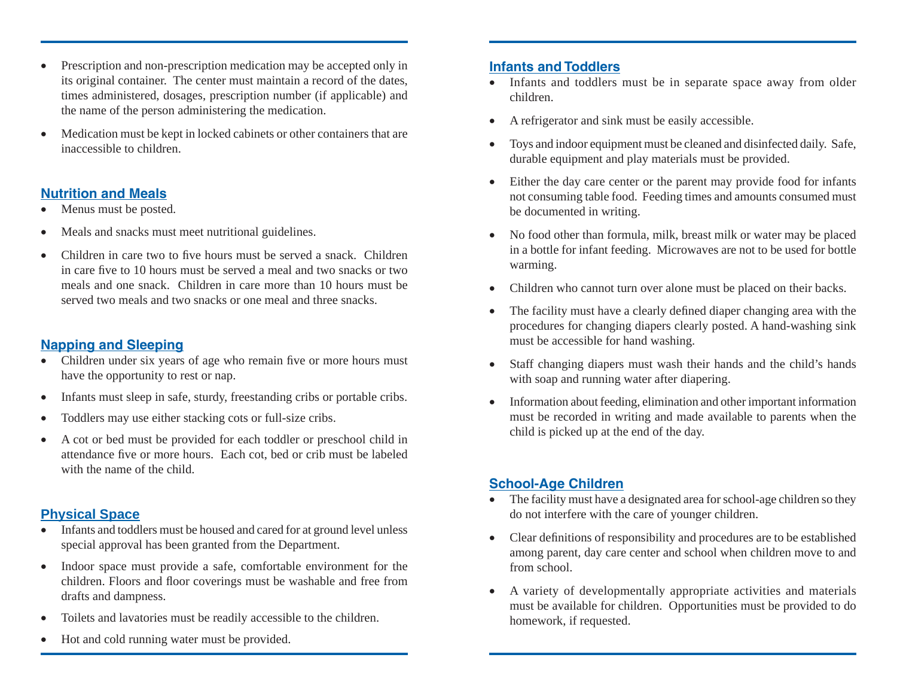- Prescription and non-prescription medication may be accepted only in its original container. The center must maintain a record of the dates, times administered, dosages, prescription number (if applicable) and the name of the person administering the medication.
- Medication must be kept in locked cabinets or other containers that are inaccessible to children.

## Nutrition and Meals

- Menus must be posted.
- Meals and snacks must meet nutritional guidelines.
- Children in care two to five hours must be served a snack. Children in care five to 10 hours must be served a meal and two snacks or two meals and one snack. Children in care more than 10 hours must be served two meals and two snacks or one meal and three snacks.

## Napping and Sleeping

- Children under six years of age who remain five or more hours must have the opportunity to rest or nap.
- Infants must sleep in safe, sturdy, freestanding cribs or portable cribs.
- Toddlers may use either stacking cots or full-size cribs.
- A cot or bed must be provided for each toddler or preschool child in attendance five or more hours. Each cot, bed or crib must be labeled with the name of the child.

## Physical Space

- Infants and toddlers must be housed and cared for at ground level unless special approval has been granted from the Department.
- Indoor space must provide a safe, comfortable environment for the children. Floors and floor coverings must be washable and free from drafts and dampness.
- Toilets and lavatories must be readily accessible to the children.
- Hot and cold running water must be provided.

## Infants and Toddlers

- Infants and toddlers must be in separate space away from older children.
- A refrigerator and sink must be easily accessible.
- Toys and indoor equipment must be cleaned and disinfected daily. Safe, durable equipment and play materials must be provided.
- Either the day care center or the parent may provide food for infants not consuming table food. Feeding times and amounts consumed must be documented in writing.
- No food other than formula, milk, breast milk or water may be placed in a bottle for infant feeding. Microwaves are not to be used for bottle warming.
- Children who cannot turn over alone must be placed on their backs.
- The facility must have a clearly defined diaper changing area with the procedures for changing diapers clearly posted. A hand-washing sink must be accessible for hand washing.
- Staff changing diapers must wash their hands and the child's hands with soap and running water after diapering.
- Information about feeding, elimination and other important information must be recorded in writing and made available to parents when the child is picked up at the end of the day.

## School-Age Children

- The facility must have a designated area for school-age children so they do not interfere with the care of younger children.
- Clear definitions of responsibility and procedures are to be established among parent, day care center and school when children move to and from school.
- A variety of developmentally appropriate activities and materials must be available for children. Opportunities must be provided to do homework, if requested.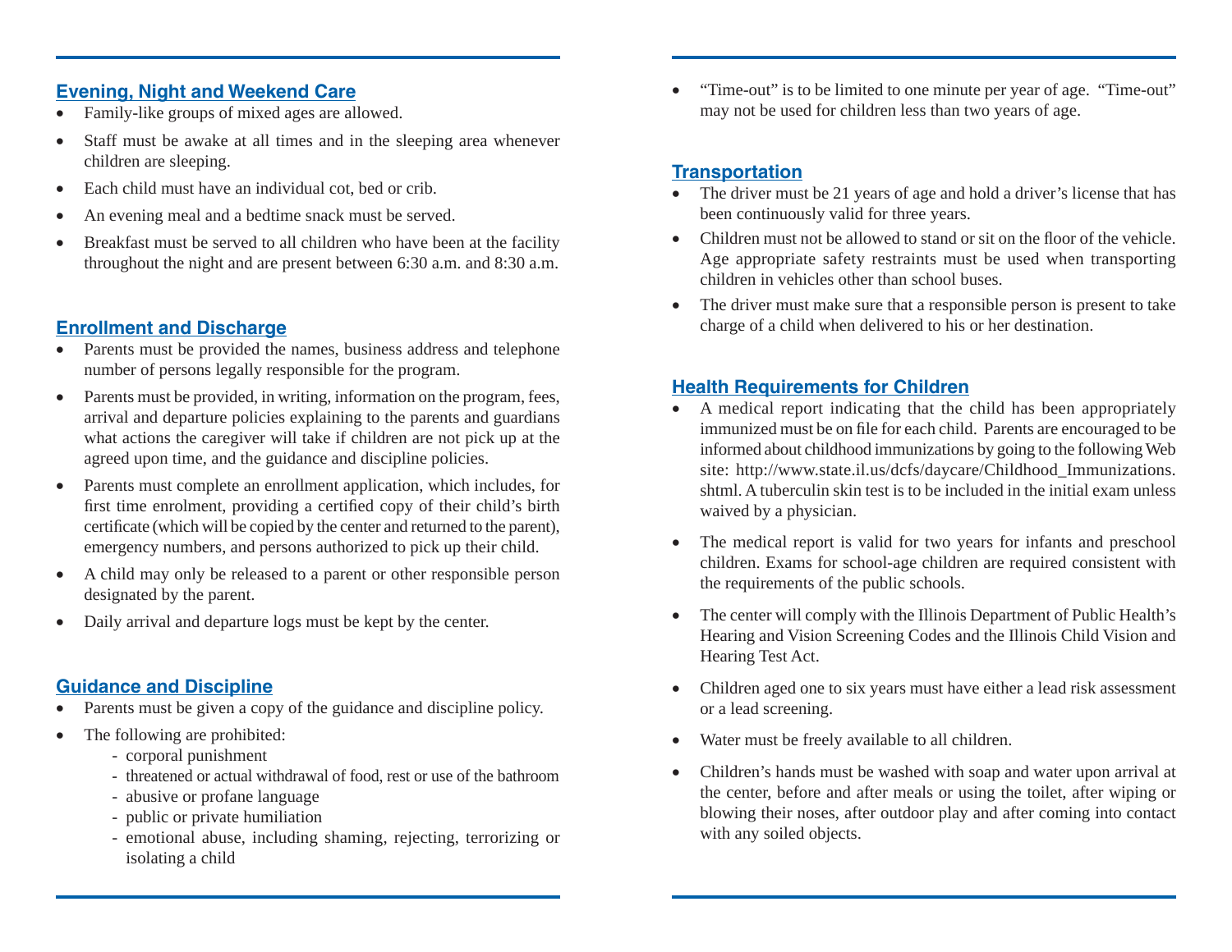## Evening, Night and Weekend Care

- Family-like groups of mixed ages are allowed.
- Staff must be awake at all times and in the sleeping area whenever children are sleeping.
- Each child must have an individual cot, bed or crib.
- An evening meal and a bedtime snack must be served.
- Breakfast must be served to all children who have been at the facility throughout the night and are present between 6:30 a.m. and 8:30 a.m.

## Enrollment and Discharge

- Parents must be provided the names, business address and telephone number of persons legally responsible for the program.
- Parents must be provided, in writing, information on the program, fees, arrival and departure policies explaining to the parents and guardians what actions the caregiver will take if children are not pick up at the agreed upon time, and the guidance and discipline policies.
- Parents must complete an enrollment application, which includes, for first time enrolment, providing a certified copy of their child's birth certificate (which will be copied by the center and returned to the parent), emergency numbers, and persons authorized to pick up their child.
- A child may only be released to a parent or other responsible person designated by the parent.
- Daily arrival and departure logs must be kept by the center.

## Guidance and Discipline

- Parents must be given a copy of the guidance and discipline policy.
- The following are prohibited:
  - corporal punishment
  - threatened or actual withdrawal of food, rest or use of the bathroom
  - abusive or profane language
  - public or private humiliation
  - emotional abuse, including shaming, rejecting, terrorizing or isolating a child
- "Time-out" is to be limited to one minute per year of age. "Time-out" may not be used for children less than two years of age.

## Transportation

- The driver must be 21 years of age and hold a driver's license that has been continuously valid for three years.
- Children must not be allowed to stand or sit on the floor of the vehicle. Age appropriate safety restraints must be used when transporting children in vehicles other than school buses.
- The driver must make sure that a responsible person is present to take charge of a child when delivered to his or her destination.

## Health Requirements for Children

- A medical report indicating that the child has been appropriately immunized must be on file for each child. Parents are encouraged to be informed about childhood immunizations by going to the following Web site: http://www.state.il.us/dcfs/daycare/Childhood_Immunizations.shtml. A tuberculin skin test is to be included in the initial exam unless waived by a physician.
- The medical report is valid for two years for infants and preschool children. Exams for school-age children are required consistent with the requirements of the public schools.
- The center will comply with the Illinois Department of Public Health's Hearing and Vision Screening Codes and the Illinois Child Vision and Hearing Test Act.
- Children aged one to six years must have either a lead risk assessment or a lead screening.
- Water must be freely available to all children.
- Children's hands must be washed with soap and water upon arrival at the center, before and after meals or using the toilet, after wiping or blowing their noses, after outdoor play and after coming into contact with any soiled objects.